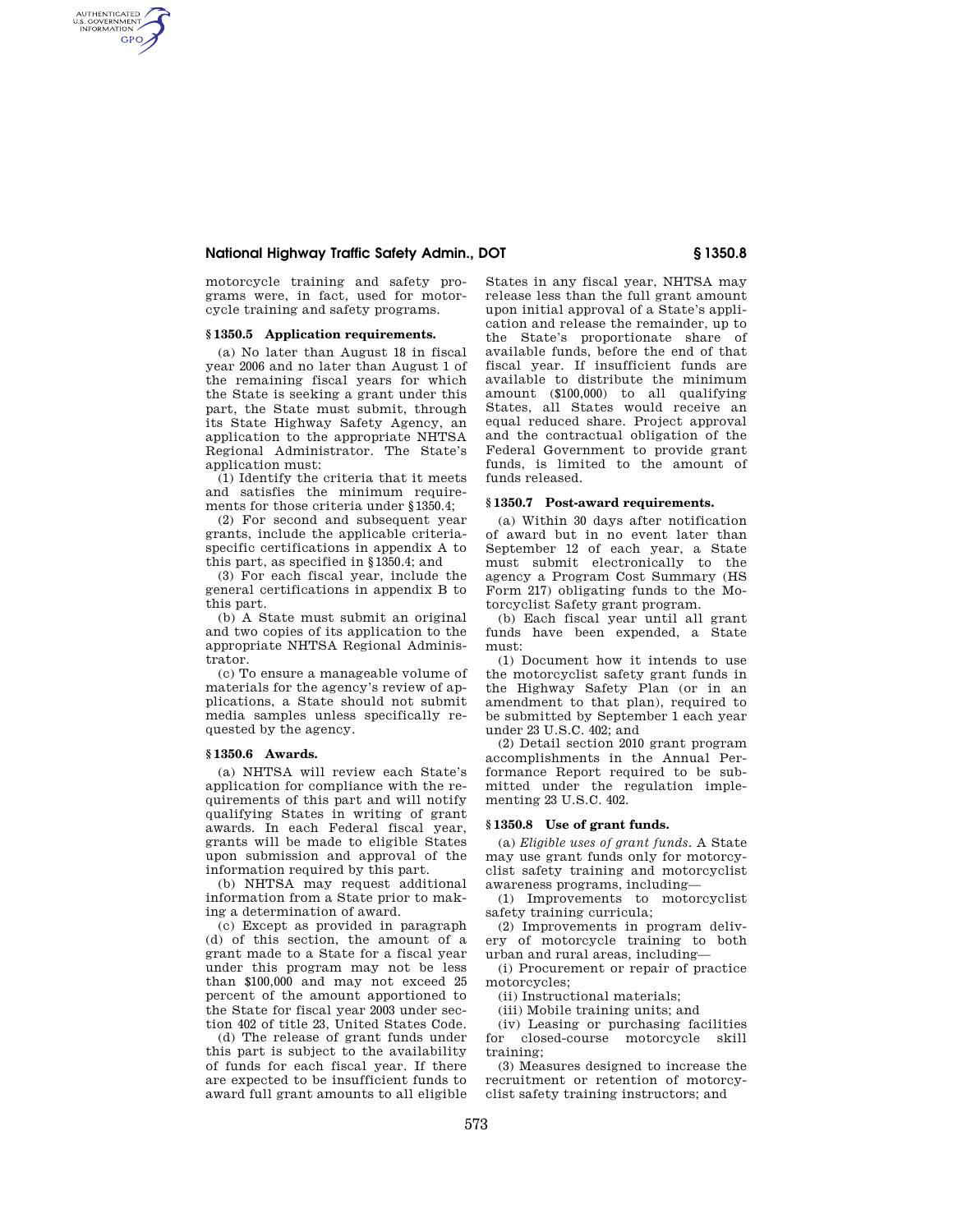motorcycle training and safety programs were, in fact, used for motorcycle training and safety programs.

### § 1350.5 Application requirements.

(a) No later than August 18 in fiscal year 2006 and no later than August 1 of the remaining fiscal years for which the State is seeking a grant under this part, the State must submit, through its State Highway Safety Agency, an application to the appropriate NHTSA Regional Administrator. The State's application must:

(1) Identify the criteria that it meets and satisfies the minimum requirements for those criteria under § 1350.4;

(2) For second and subsequent year grants, include the applicable criteria-specific certifications in appendix A to this part, as specified in § 1350.4; and

(3) For each fiscal year, include the general certifications in appendix B to this part.

(b) A State must submit an original and two copies of its application to the appropriate NHTSA Regional Administrator.

(c) To ensure a manageable volume of materials for the agency's review of applications, a State should not submit media samples unless specifically requested by the agency.

### § 1350.6 Awards.

(a) NHTSA will review each State's application for compliance with the requirements of this part and will notify qualifying States in writing of grant awards. In each Federal fiscal year, grants will be made to eligible States upon submission and approval of the information required by this part.

(b) NHTSA may request additional information from a State prior to making a determination of award.

(c) Except as provided in paragraph (d) of this section, the amount of a grant made to a State for a fiscal year under this program may not be less than $100,000 and may not exceed 25 percent of the amount apportioned to the State for fiscal year 2003 under section 402 of title 23, United States Code.

(d) The release of grant funds under this part is subject to the availability of funds for each fiscal year. If there are expected to be insufficient funds to award full grant amounts to all eligible States in any fiscal year, NHTSA may release less than the full grant amount upon initial approval of a State's application and release the remainder, up to the State's proportionate share of available funds, before the end of that fiscal year. If insufficient funds are available to distribute the minimum amount ($100,000) to all qualifying States, all States would receive an equal reduced share. Project approval and the contractual obligation of the Federal Government to provide grant funds, is limited to the amount of funds released.

### § 1350.7 Post-award requirements.

(a) Within 30 days after notification of award but in no event later than September 12 of each year, a State must submit electronically to the agency a Program Cost Summary (HS Form 217) obligating funds to the Motorcyclist Safety grant program.

(b) Each fiscal year until all grant funds have been expended, a State must:

(1) Document how it intends to use the motorcyclist safety grant funds in the Highway Safety Plan (or in an amendment to that plan), required to be submitted by September 1 each year under 23 U.S.C. 402; and

(2) Detail section 2010 grant program accomplishments in the Annual Performance Report required to be submitted under the regulation implementing 23 U.S.C. 402.

### § 1350.8 Use of grant funds.

(a) *Eligible uses of grant funds.* A State may use grant funds only for motorcyclist safety training and motorcyclist awareness programs, including—

(1) Improvements to motorcyclist safety training curricula;

(2) Improvements in program delivery of motorcycle training to both urban and rural areas, including—

(i) Procurement or repair of practice motorcycles;

(ii) Instructional materials;

(iii) Mobile training units; and

(iv) Leasing or purchasing facilities for closed-course motorcycle skill training;

(3) Measures designed to increase the recruitment or retention of motorcyclist safety training instructors; and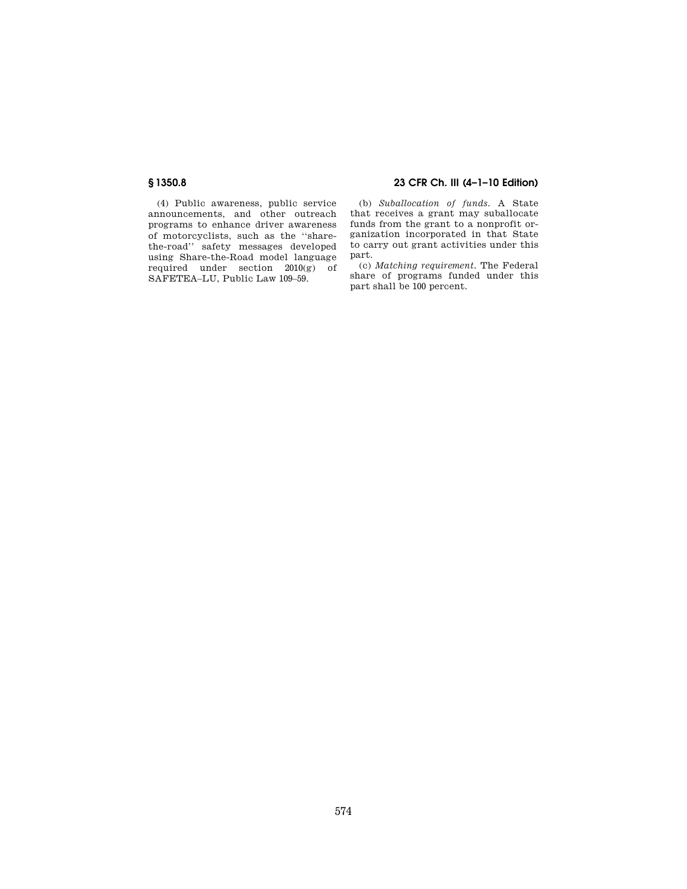(4) Public awareness, public service announcements, and other outreach programs to enhance driver awareness of motorcyclists, such as the "share-the-road" safety messages developed using Share-the-Road model language required under section 2010(g) of SAFETEA–LU, Public Law 109–59.

(b) *Suballocation of funds.* A State that receives a grant may suballocate funds from the grant to a nonprofit organization incorporated in that State to carry out grant activities under this part.

(c) *Matching requirement.* The Federal share of programs funded under this part shall be 100 percent.